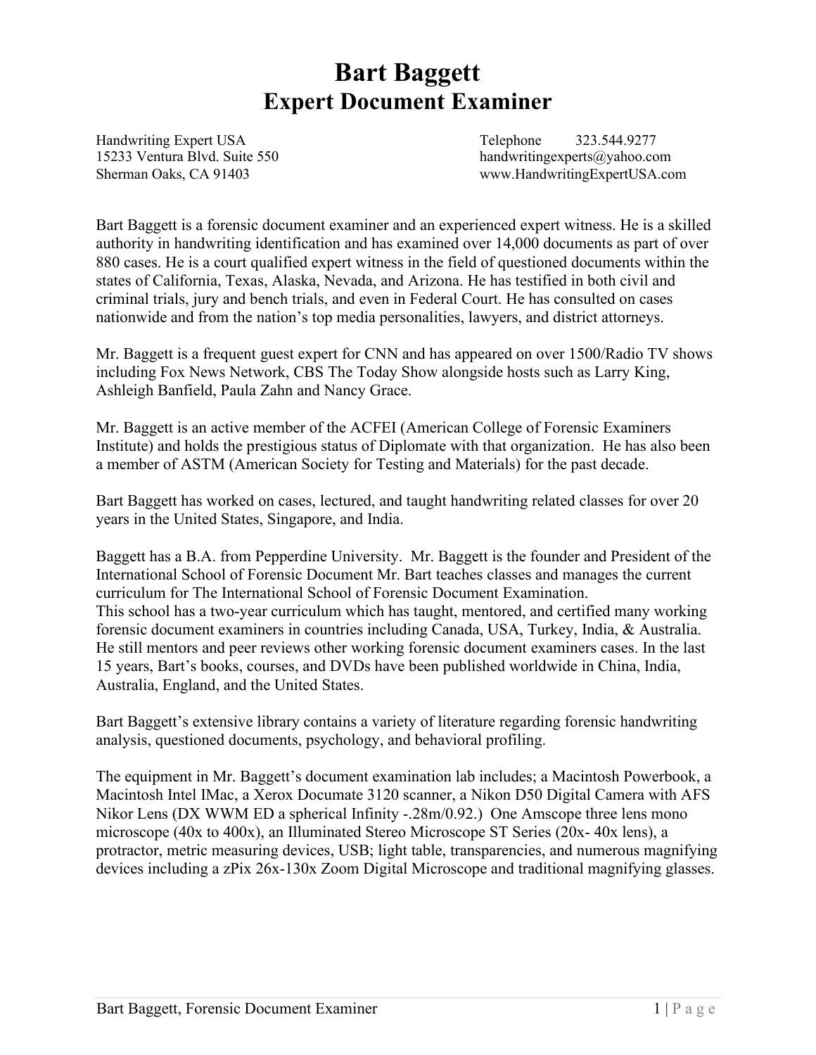# Bart Baggett
## Expert Document Examiner

Handwriting Expert USA
15233 Ventura Blvd. Suite 550
Sherman Oaks, CA 91403

Telephone 323.544.9277
handwritingexperts@yahoo.com
www.HandwritingExpertUSA.com

Bart Baggett is a forensic document examiner and an experienced expert witness. He is a skilled authority in handwriting identification and has examined over 14,000 documents as part of over 880 cases. He is a court qualified expert witness in the field of questioned documents within the states of California, Texas, Alaska, Nevada, and Arizona. He has testified in both civil and criminal trials, jury and bench trials, and even in Federal Court. He has consulted on cases nationwide and from the nation's top media personalities, lawyers, and district attorneys.

Mr. Baggett is a frequent guest expert for CNN and has appeared on over 1500/Radio TV shows including Fox News Network, CBS The Today Show alongside hosts such as Larry King, Ashleigh Banfield, Paula Zahn and Nancy Grace.

Mr. Baggett is an active member of the ACFEI (American College of Forensic Examiners Institute) and holds the prestigious status of Diplomate with that organization. He has also been a member of ASTM (American Society for Testing and Materials) for the past decade.

Bart Baggett has worked on cases, lectured, and taught handwriting related classes for over 20 years in the United States, Singapore, and India.

Baggett has a B.A. from Pepperdine University. Mr. Baggett is the founder and President of the International School of Forensic Document Mr. Bart teaches classes and manages the current curriculum for The International School of Forensic Document Examination.
This school has a two-year curriculum which has taught, mentored, and certified many working forensic document examiners in countries including Canada, USA, Turkey, India, & Australia. He still mentors and peer reviews other working forensic document examiners cases. In the last 15 years, Bart's books, courses, and DVDs have been published worldwide in China, India, Australia, England, and the United States.

Bart Baggett's extensive library contains a variety of literature regarding forensic handwriting analysis, questioned documents, psychology, and behavioral profiling.

The equipment in Mr. Baggett's document examination lab includes; a Macintosh Powerbook, a Macintosh Intel IMac, a Xerox Documate 3120 scanner, a Nikon D50 Digital Camera with AFS Nikor Lens (DX WWM ED a spherical Infinity -.28m/0.92.) One Amscope three lens mono microscope (40x to 400x), an Illuminated Stereo Microscope ST Series (20x- 40x lens), a protractor, metric measuring devices, USB; light table, transparencies, and numerous magnifying devices including a zPix 26x-130x Zoom Digital Microscope and traditional magnifying glasses.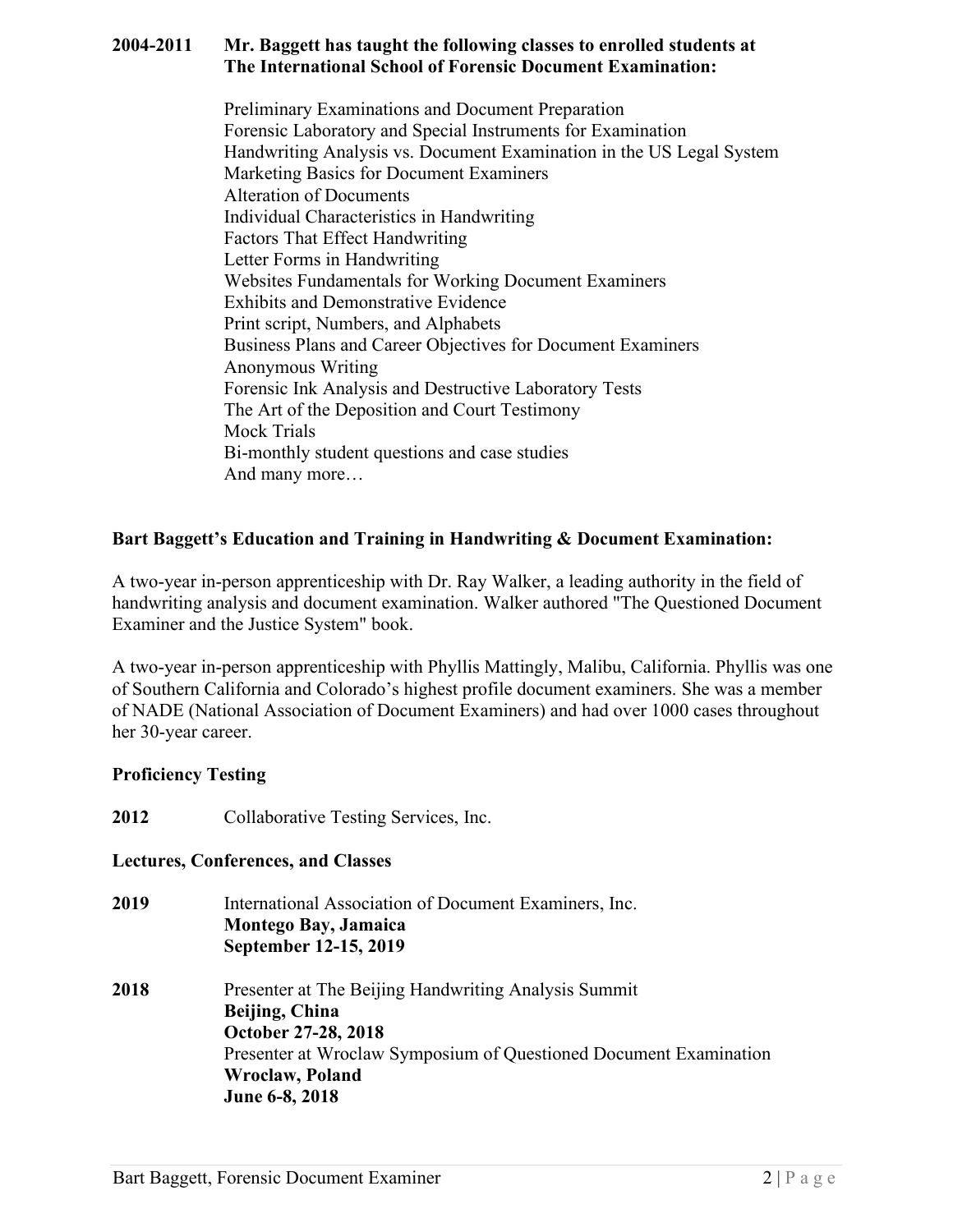**2004-2011 Mr. Baggett has taught the following classes to enrolled students at The International School of Forensic Document Examination:**

Preliminary Examinations and Document Preparation
Forensic Laboratory and Special Instruments for Examination
Handwriting Analysis vs. Document Examination in the US Legal System
Marketing Basics for Document Examiners
Alteration of Documents
Individual Characteristics in Handwriting
Factors That Effect Handwriting
Letter Forms in Handwriting
Websites Fundamentals for Working Document Examiners
Exhibits and Demonstrative Evidence
Print script, Numbers, and Alphabets
Business Plans and Career Objectives for Document Examiners
Anonymous Writing
Forensic Ink Analysis and Destructive Laboratory Tests
The Art of the Deposition and Court Testimony
Mock Trials
Bi-monthly student questions and case studies
And many more…

**Bart Baggett's Education and Training in Handwriting & Document Examination:**

A two-year in-person apprenticeship with Dr. Ray Walker, a leading authority in the field of handwriting analysis and document examination. Walker authored "The Questioned Document Examiner and the Justice System" book.

A two-year in-person apprenticeship with Phyllis Mattingly, Malibu, California. Phyllis was one of Southern California and Colorado's highest profile document examiners. She was a member of NADE (National Association of Document Examiners) and had over 1000 cases throughout her 30-year career.

**Proficiency Testing**

**2012** Collaborative Testing Services, Inc.

**Lectures, Conferences, and Classes**

**2019** International Association of Document Examiners, Inc.
**Montego Bay, Jamaica**
**September 12-15, 2019**

**2018** Presenter at The Beijing Handwriting Analysis Summit
**Beijing, China**
**October 27-28, 2018**
Presenter at Wroclaw Symposium of Questioned Document Examination
**Wroclaw, Poland**
**June 6-8, 2018**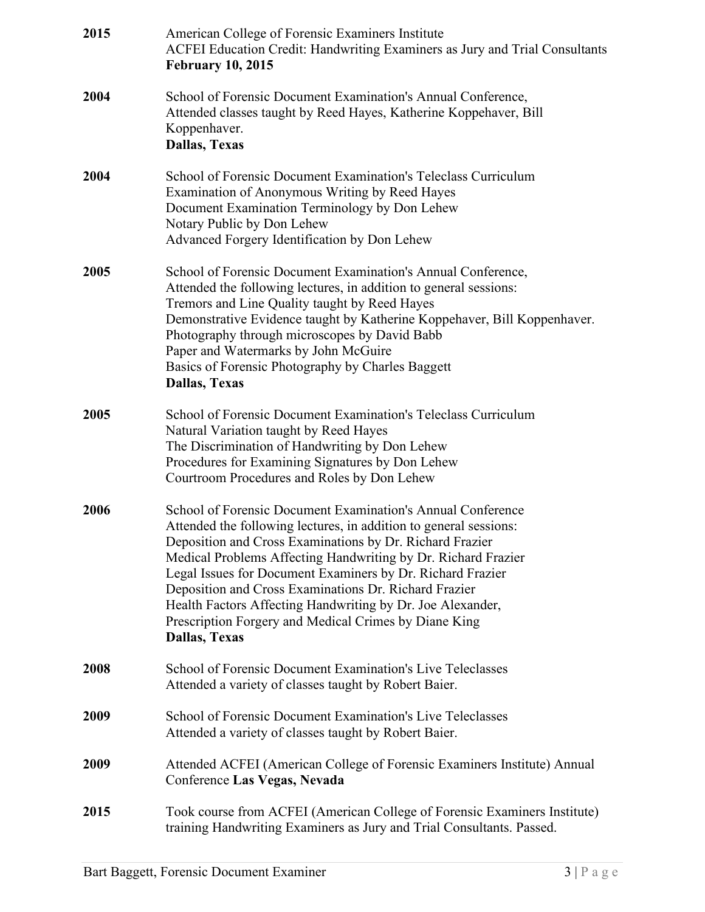**2015** American College of Forensic Examiners Institute
ACFEI Education Credit: Handwriting Examiners as Jury and Trial Consultants
**February 10, 2015**

**2004** School of Forensic Document Examination's Annual Conference,
Attended classes taught by Reed Hayes, Katherine Koppehaver, Bill Koppenhaver.
**Dallas, Texas**

**2004** School of Forensic Document Examination's Teleclass Curriculum
Examination of Anonymous Writing by Reed Hayes
Document Examination Terminology by Don Lehew
Notary Public by Don Lehew
Advanced Forgery Identification by Don Lehew

**2005** School of Forensic Document Examination's Annual Conference,
Attended the following lectures, in addition to general sessions:
Tremors and Line Quality taught by Reed Hayes
Demonstrative Evidence taught by Katherine Koppehaver, Bill Koppenhaver.
Photography through microscopes by David Babb
Paper and Watermarks by John McGuire
Basics of Forensic Photography by Charles Baggett
**Dallas, Texas**

**2005** School of Forensic Document Examination's Teleclass Curriculum
Natural Variation taught by Reed Hayes
The Discrimination of Handwriting by Don Lehew
Procedures for Examining Signatures by Don Lehew
Courtroom Procedures and Roles by Don Lehew

**2006** School of Forensic Document Examination's Annual Conference
Attended the following lectures, in addition to general sessions:
Deposition and Cross Examinations by Dr. Richard Frazier
Medical Problems Affecting Handwriting by Dr. Richard Frazier
Legal Issues for Document Examiners by Dr. Richard Frazier
Deposition and Cross Examinations Dr. Richard Frazier
Health Factors Affecting Handwriting by Dr. Joe Alexander,
Prescription Forgery and Medical Crimes by Diane King
**Dallas, Texas**

**2008** School of Forensic Document Examination's Live Teleclasses
Attended a variety of classes taught by Robert Baier.

**2009** School of Forensic Document Examination's Live Teleclasses
Attended a variety of classes taught by Robert Baier.

**2009** Attended ACFEI (American College of Forensic Examiners Institute) Annual Conference **Las Vegas, Nevada**

**2015** Took course from ACFEI (American College of Forensic Examiners Institute) training Handwriting Examiners as Jury and Trial Consultants. Passed.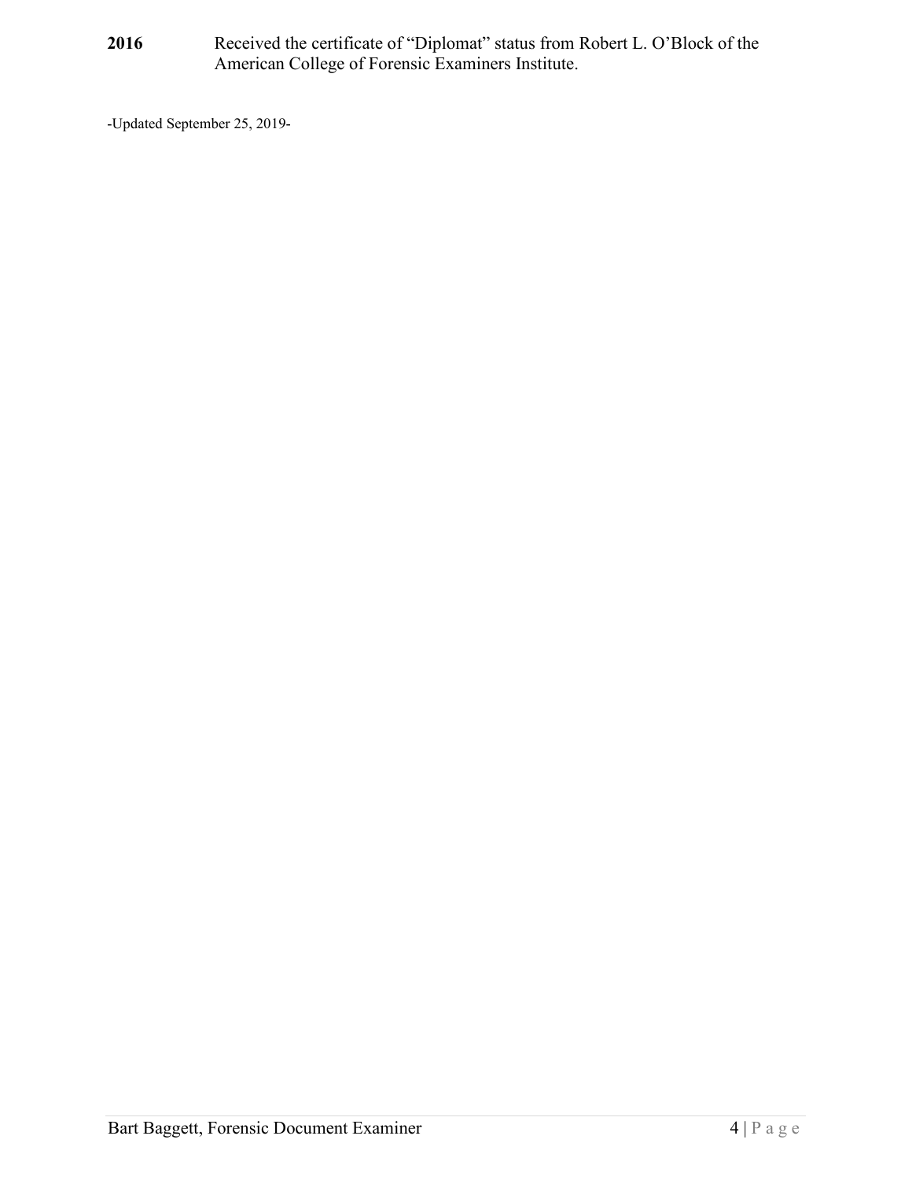**2016** Received the certificate of "Diplomat" status from Robert L. O'Block of the American College of Forensic Examiners Institute.

-Updated September 25, 2019-